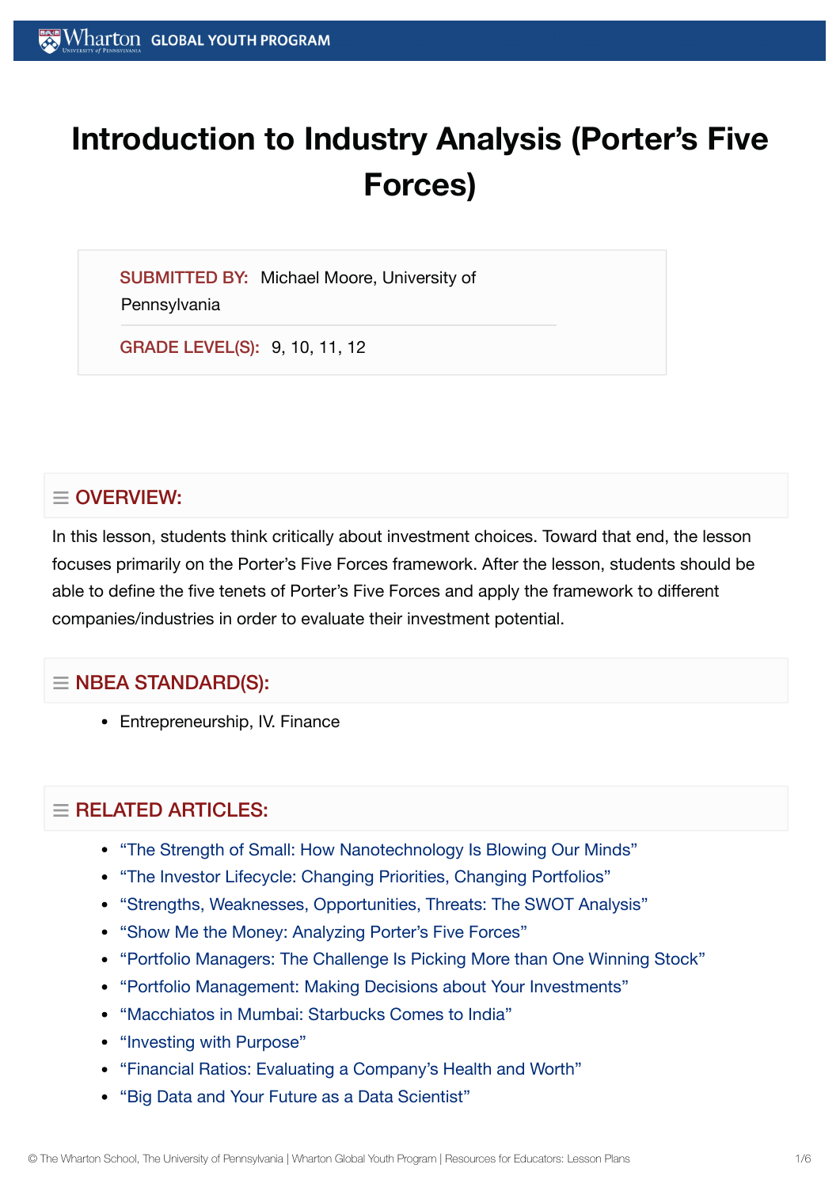# Introduction to Industry Analysis (Porter's Five Forces)

**SUBMITTED BY:** Michael Moore, University of Pennsylvania

**GRADE LEVEL(S):** 9, 10, 11, 12

## OVERVIEW:

In this lesson, students think critically about investment choices. Toward that end, the lesson focuses primarily on the Porter's Five Forces framework. After the lesson, students should be able to define the five tenets of Porter's Five Forces and apply the framework to different companies/industries in order to evaluate their investment potential.

## NBEA STANDARD(S):

- Entrepreneurship, IV. Finance

## RELATED ARTICLES:

- "The Strength of Small: How Nanotechnology Is Blowing Our Minds"
- "The Investor Lifecycle: Changing Priorities, Changing Portfolios"
- "Strengths, Weaknesses, Opportunities, Threats: The SWOT Analysis"
- "Show Me the Money: Analyzing Porter's Five Forces"
- "Portfolio Managers: The Challenge Is Picking More than One Winning Stock"
- "Portfolio Management: Making Decisions about Your Investments"
- "Macchiatos in Mumbai: Starbucks Comes to India"
- "Investing with Purpose"
- "Financial Ratios: Evaluating a Company's Health and Worth"
- "Big Data and Your Future as a Data Scientist"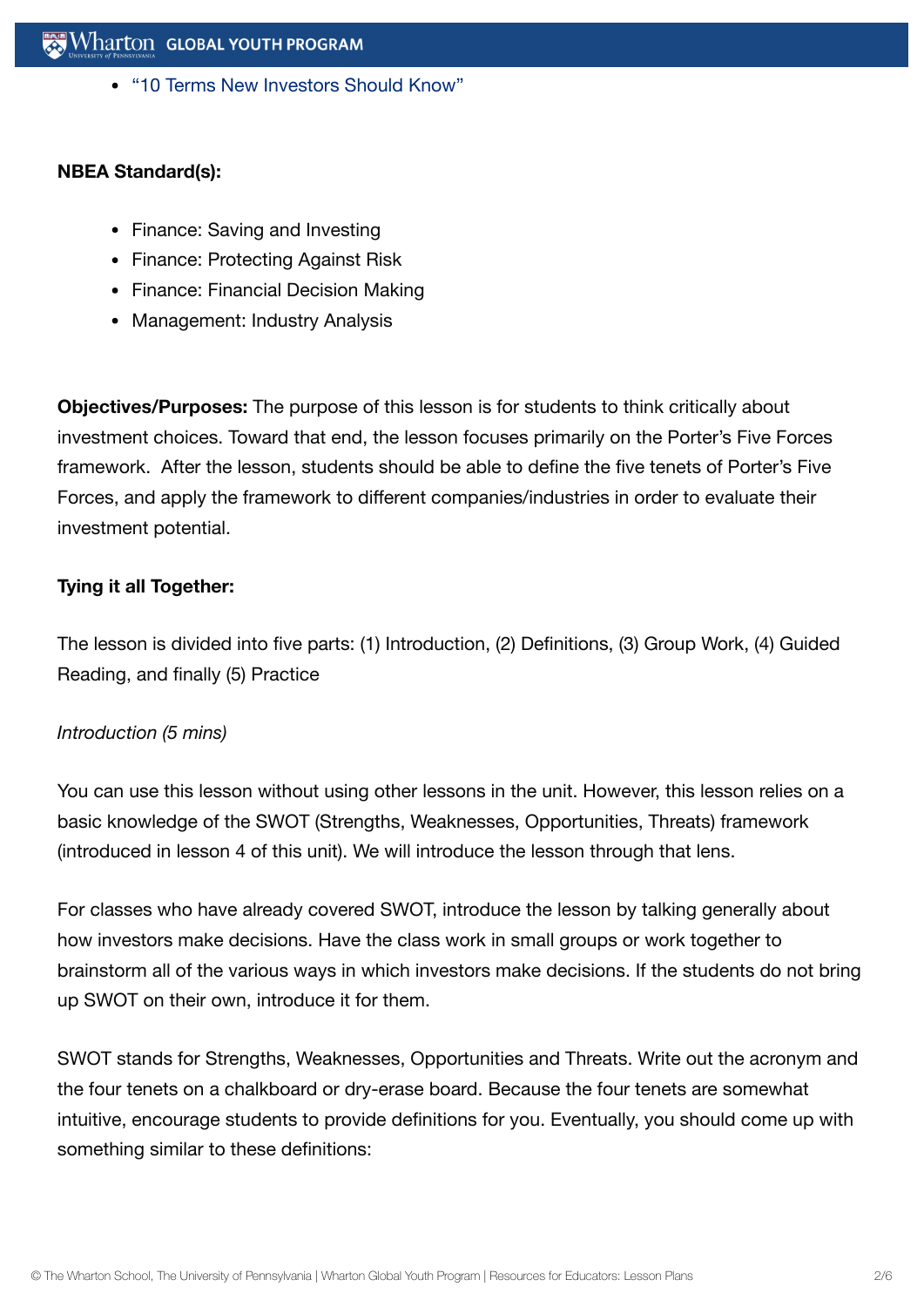- “10 Terms New Investors Should Know”

**NBEA Standard(s):**

- Finance: Saving and Investing
- Finance: Protecting Against Risk
- Finance: Financial Decision Making
- Management: Industry Analysis

**Objectives/Purposes:** The purpose of this lesson is for students to think critically about investment choices. Toward that end, the lesson focuses primarily on the Porter’s Five Forces framework. After the lesson, students should be able to define the five tenets of Porter’s Five Forces, and apply the framework to different companies/industries in order to evaluate their investment potential.

**Tying it all Together:**

The lesson is divided into five parts: (1) Introduction, (2) Definitions, (3) Group Work, (4) Guided Reading, and finally (5) Practice

*Introduction (5 mins)*

You can use this lesson without using other lessons in the unit. However, this lesson relies on a basic knowledge of the SWOT (Strengths, Weaknesses, Opportunities, Threats) framework (introduced in lesson 4 of this unit). We will introduce the lesson through that lens.

For classes who have already covered SWOT, introduce the lesson by talking generally about how investors make decisions. Have the class work in small groups or work together to brainstorm all of the various ways in which investors make decisions. If the students do not bring up SWOT on their own, introduce it for them.

SWOT stands for Strengths, Weaknesses, Opportunities and Threats. Write out the acronym and the four tenets on a chalkboard or dry-erase board. Because the four tenets are somewhat intuitive, encourage students to provide definitions for you. Eventually, you should come up with something similar to these definitions: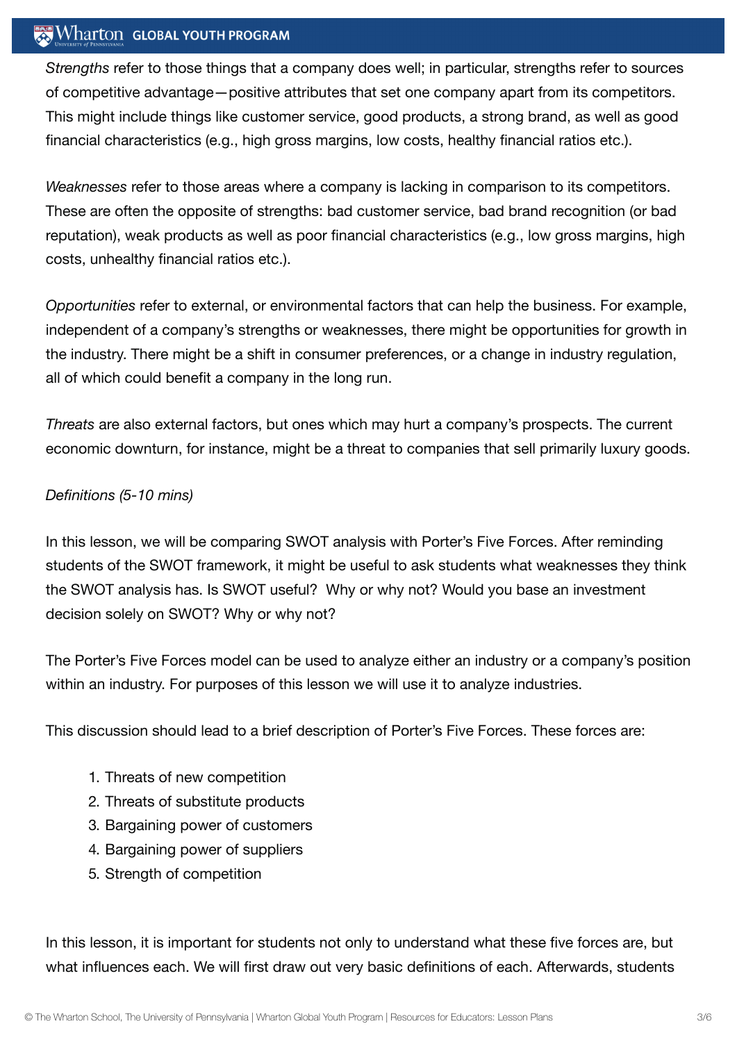*Strengths* refer to those things that a company does well; in particular, strengths refer to sources of competitive advantage—positive attributes that set one company apart from its competitors. This might include things like customer service, good products, a strong brand, as well as good financial characteristics (e.g., high gross margins, low costs, healthy financial ratios etc.).

*Weaknesses* refer to those areas where a company is lacking in comparison to its competitors. These are often the opposite of strengths: bad customer service, bad brand recognition (or bad reputation), weak products as well as poor financial characteristics (e.g., low gross margins, high costs, unhealthy financial ratios etc.).

*Opportunities* refer to external, or environmental factors that can help the business. For example, independent of a company's strengths or weaknesses, there might be opportunities for growth in the industry. There might be a shift in consumer preferences, or a change in industry regulation, all of which could benefit a company in the long run.

*Threats* are also external factors, but ones which may hurt a company's prospects. The current economic downturn, for instance, might be a threat to companies that sell primarily luxury goods.

*Definitions (5-10 mins)*

In this lesson, we will be comparing SWOT analysis with Porter's Five Forces. After reminding students of the SWOT framework, it might be useful to ask students what weaknesses they think the SWOT analysis has. Is SWOT useful? Why or why not? Would you base an investment decision solely on SWOT? Why or why not?

The Porter's Five Forces model can be used to analyze either an industry or a company's position within an industry. For purposes of this lesson we will use it to analyze industries.

This discussion should lead to a brief description of Porter's Five Forces. These forces are:

1. Threats of new competition
2. Threats of substitute products
3. Bargaining power of customers
4. Bargaining power of suppliers
5. Strength of competition

In this lesson, it is important for students not only to understand what these five forces are, but what influences each. We will first draw out very basic definitions of each. Afterwards, students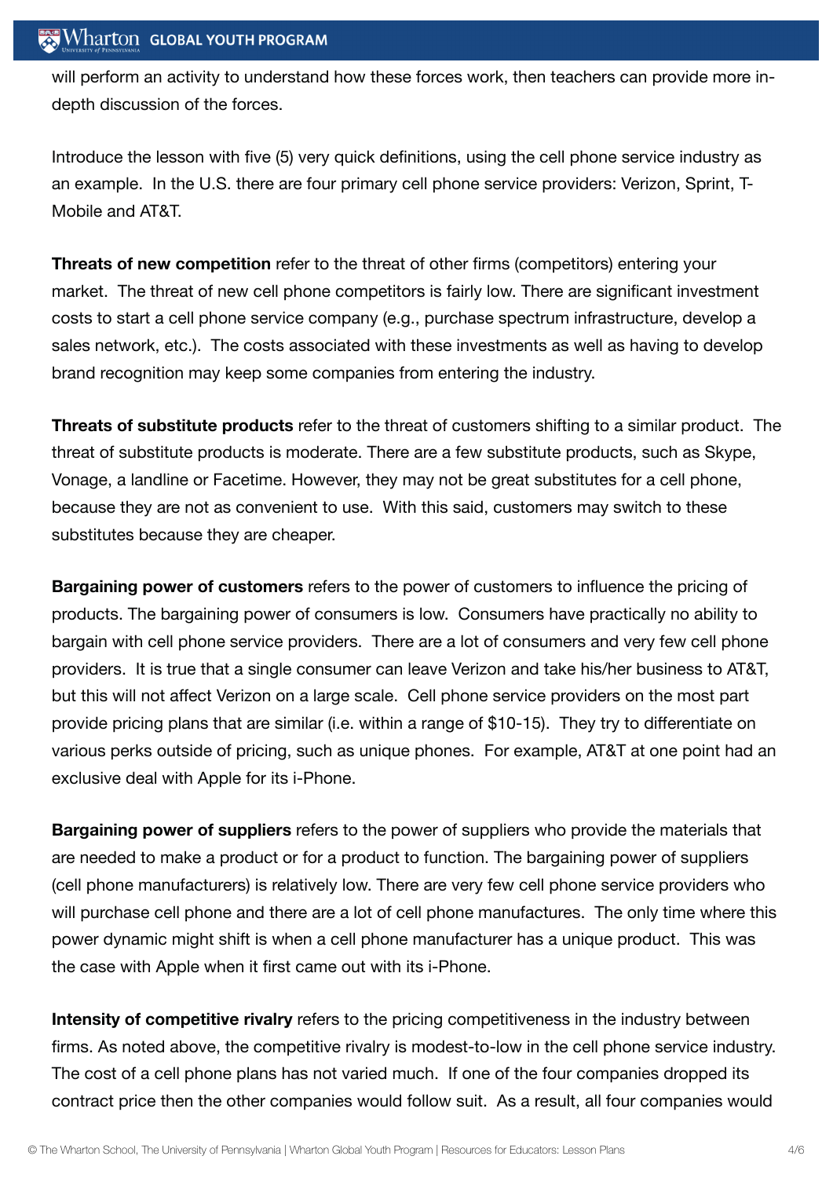will perform an activity to understand how these forces work, then teachers can provide more in-depth discussion of the forces.

Introduce the lesson with five (5) very quick definitions, using the cell phone service industry as an example. In the U.S. there are four primary cell phone service providers: Verizon, Sprint, T-Mobile and AT&T.

**Threats of new competition** refer to the threat of other firms (competitors) entering your market. The threat of new cell phone competitors is fairly low. There are significant investment costs to start a cell phone service company (e.g., purchase spectrum infrastructure, develop a sales network, etc.). The costs associated with these investments as well as having to develop brand recognition may keep some companies from entering the industry.

**Threats of substitute products** refer to the threat of customers shifting to a similar product. The threat of substitute products is moderate. There are a few substitute products, such as Skype, Vonage, a landline or Facetime. However, they may not be great substitutes for a cell phone, because they are not as convenient to use. With this said, customers may switch to these substitutes because they are cheaper.

**Bargaining power of customers** refers to the power of customers to influence the pricing of products. The bargaining power of consumers is low. Consumers have practically no ability to bargain with cell phone service providers. There are a lot of consumers and very few cell phone providers. It is true that a single consumer can leave Verizon and take his/her business to AT&T, but this will not affect Verizon on a large scale. Cell phone service providers on the most part provide pricing plans that are similar (i.e. within a range of $10-15). They try to differentiate on various perks outside of pricing, such as unique phones. For example, AT&T at one point had an exclusive deal with Apple for its i-Phone.

**Bargaining power of suppliers** refers to the power of suppliers who provide the materials that are needed to make a product or for a product to function. The bargaining power of suppliers (cell phone manufacturers) is relatively low. There are very few cell phone service providers who will purchase cell phone and there are a lot of cell phone manufactures. The only time where this power dynamic might shift is when a cell phone manufacturer has a unique product. This was the case with Apple when it first came out with its i-Phone.

**Intensity of competitive rivalry** refers to the pricing competitiveness in the industry between firms. As noted above, the competitive rivalry is modest-to-low in the cell phone service industry. The cost of a cell phone plans has not varied much. If one of the four companies dropped its contract price then the other companies would follow suit. As a result, all four companies would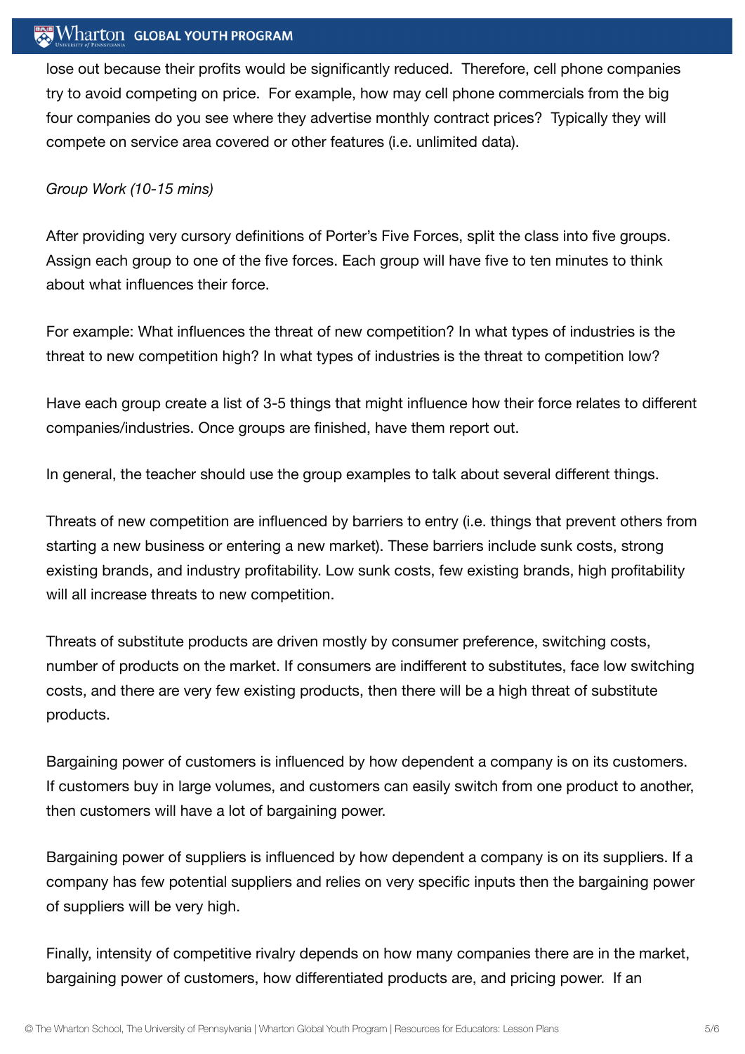lose out because their profits would be significantly reduced.  Therefore, cell phone companies try to avoid competing on price.  For example, how may cell phone commercials from the big four companies do you see where they advertise monthly contract prices?  Typically they will compete on service area covered or other features (i.e. unlimited data).

*Group Work (10-15 mins)*

After providing very cursory definitions of Porter's Five Forces, split the class into five groups. Assign each group to one of the five forces. Each group will have five to ten minutes to think about what influences their force.

For example: What influences the threat of new competition? In what types of industries is the threat to new competition high? In what types of industries is the threat to competition low?

Have each group create a list of 3-5 things that might influence how their force relates to different companies/industries. Once groups are finished, have them report out.

In general, the teacher should use the group examples to talk about several different things.

Threats of new competition are influenced by barriers to entry (i.e. things that prevent others from starting a new business or entering a new market). These barriers include sunk costs, strong existing brands, and industry profitability. Low sunk costs, few existing brands, high profitability will all increase threats to new competition.

Threats of substitute products are driven mostly by consumer preference, switching costs, number of products on the market. If consumers are indifferent to substitutes, face low switching costs, and there are very few existing products, then there will be a high threat of substitute products.

Bargaining power of customers is influenced by how dependent a company is on its customers. If customers buy in large volumes, and customers can easily switch from one product to another, then customers will have a lot of bargaining power.

Bargaining power of suppliers is influenced by how dependent a company is on its suppliers. If a company has few potential suppliers and relies on very specific inputs then the bargaining power of suppliers will be very high.

Finally, intensity of competitive rivalry depends on how many companies there are in the market, bargaining power of customers, how differentiated products are, and pricing power.  If an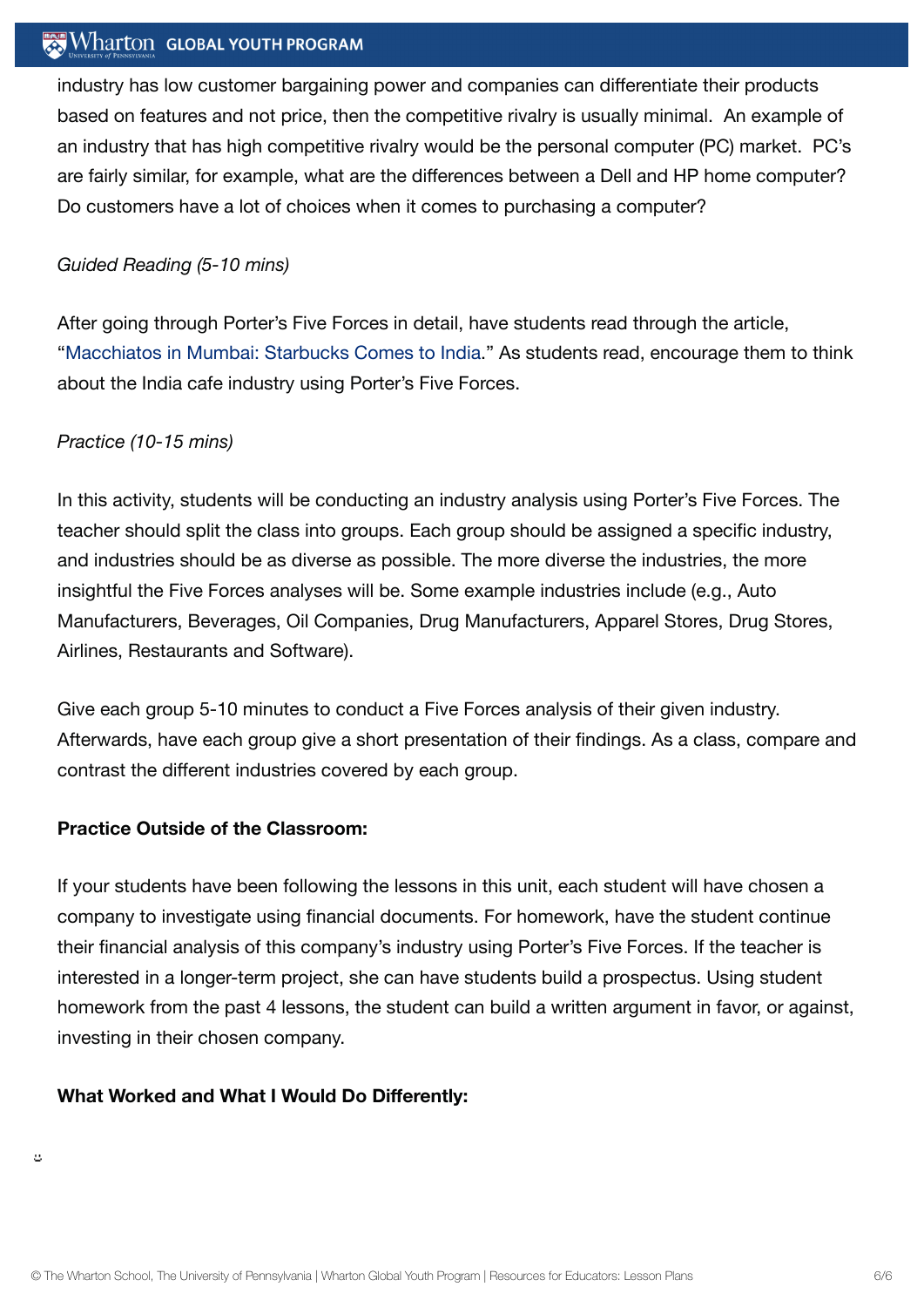industry has low customer bargaining power and companies can differentiate their products based on features and not price, then the competitive rivalry is usually minimal. An example of an industry that has high competitive rivalry would be the personal computer (PC) market. PC's are fairly similar, for example, what are the differences between a Dell and HP home computer? Do customers have a lot of choices when it comes to purchasing a computer?

*Guided Reading (5-10 mins)*

After going through Porter's Five Forces in detail, have students read through the article, "Macchiatos in Mumbai: Starbucks Comes to India." As students read, encourage them to think about the India cafe industry using Porter's Five Forces.

*Practice (10-15 mins)*

In this activity, students will be conducting an industry analysis using Porter's Five Forces. The teacher should split the class into groups. Each group should be assigned a specific industry, and industries should be as diverse as possible. The more diverse the industries, the more insightful the Five Forces analyses will be. Some example industries include (e.g., Auto Manufacturers, Beverages, Oil Companies, Drug Manufacturers, Apparel Stores, Drug Stores, Airlines, Restaurants and Software).

Give each group 5-10 minutes to conduct a Five Forces analysis of their given industry. Afterwards, have each group give a short presentation of their findings. As a class, compare and contrast the different industries covered by each group.

**Practice Outside of the Classroom:**

If your students have been following the lessons in this unit, each student will have chosen a company to investigate using financial documents. For homework, have the student continue their financial analysis of this company's industry using Porter's Five Forces. If the teacher is interested in a longer-term project, she can have students build a prospectus. Using student homework from the past 4 lessons, the student can build a written argument in favor, or against, investing in their chosen company.

**What Worked and What I Would Do Differently:**